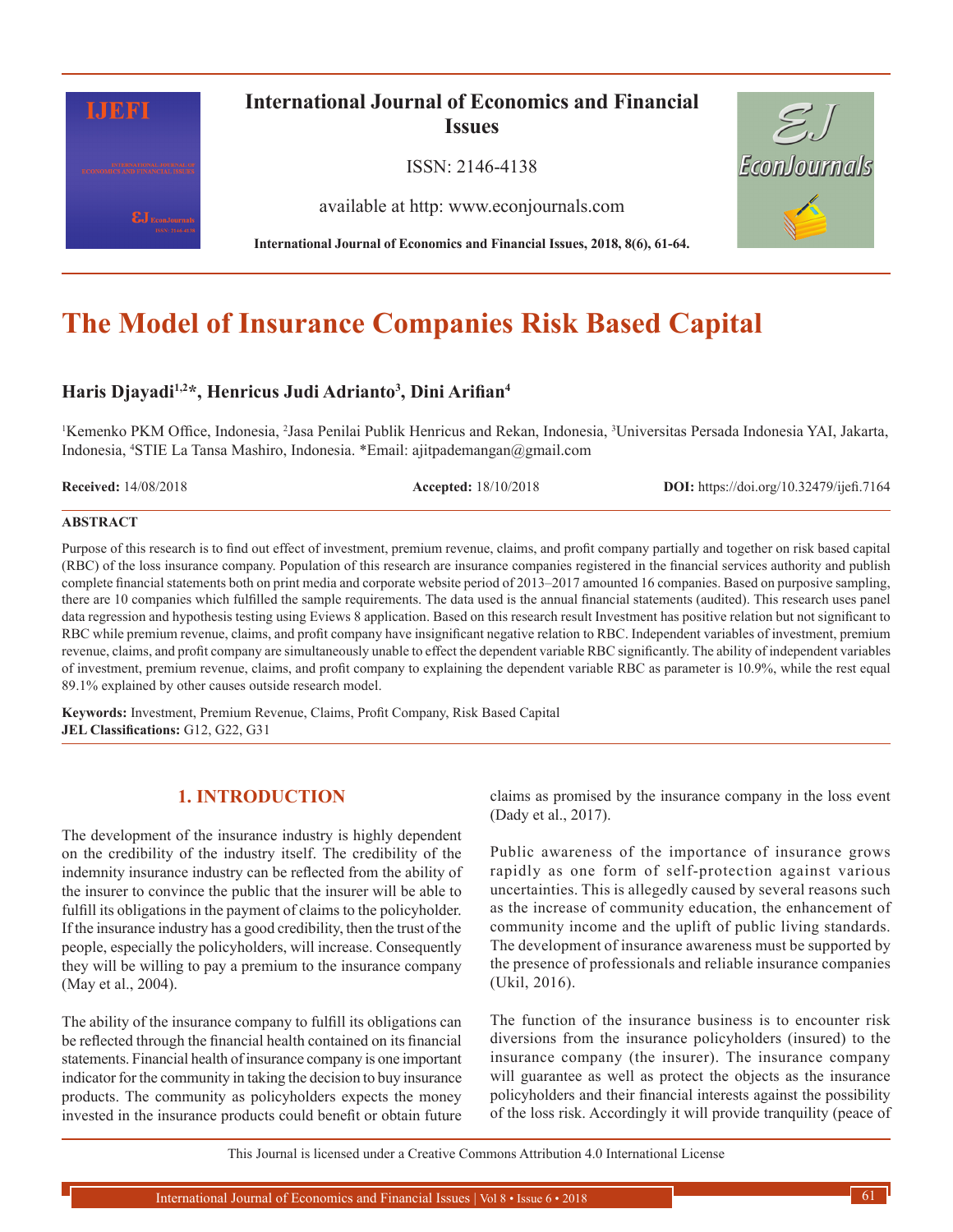# The Model of Insurance Companies Risk Based Capital

**Haris Djayadi[1,2]*, Henricus Judi Adrianto[3], Dini Arifian[4]**

[1]Kemenko PKM Office, Indonesia, [2]Jasa Penilai Publik Henricus and Rekan, Indonesia, [3]Universitas Persada Indonesia YAI, Jakarta, Indonesia, [4]STIE La Tansa Mashiro, Indonesia. *Email: ajitpademangan@gmail.com

**Received:** 14/08/2018 **Accepted:** 18/10/2018 **DOI:** https://doi.org/10.32479/ijefi.7164

**ABSTRACT**

Purpose of this research is to find out effect of investment, premium revenue, claims, and profit company partially and together on risk based capital (RBC) of the loss insurance company. Population of this research are insurance companies registered in the financial services authority and publish complete financial statements both on print media and corporate website period of 2013–2017 amounted 16 companies. Based on purposive sampling, there are 10 companies which fulfilled the sample requirements. The data used is the annual financial statements (audited). This research uses panel data regression and hypothesis testing using Eviews 8 application. Based on this research result Investment has positive relation but not significant to RBC while premium revenue, claims, and profit company have insignificant negative relation to RBC. Independent variables of investment, premium revenue, claims, and profit company are simultaneously unable to effect the dependent variable RBC significantly. The ability of independent variables of investment, premium revenue, claims, and profit company to explaining the dependent variable RBC as parameter is 10.9%, while the rest equal 89.1% explained by other causes outside research model.

**Keywords:** Investment, Premium Revenue, Claims, Profit Company, Risk Based Capital
**JEL Classifications:** G12, G22, G31

## 1. INTRODUCTION

The development of the insurance industry is highly dependent on the credibility of the industry itself. The credibility of the indemnity insurance industry can be reflected from the ability of the insurer to convince the public that the insurer will be able to fulfill its obligations in the payment of claims to the policyholder. If the insurance industry has a good credibility, then the trust of the people, especially the policyholders, will increase. Consequently they will be willing to pay a premium to the insurance company (May et al., 2004).

The ability of the insurance company to fulfill its obligations can be reflected through the financial health contained on its financial statements. Financial health of insurance company is one important indicator for the community in taking the decision to buy insurance products. The community as policyholders expects the money invested in the insurance products could benefit or obtain future claims as promised by the insurance company in the loss event (Dady et al., 2017).

Public awareness of the importance of insurance grows rapidly as one form of self-protection against various uncertainties. This is allegedly caused by several reasons such as the increase of community education, the enhancement of community income and the uplift of public living standards. The development of insurance awareness must be supported by the presence of professionals and reliable insurance companies (Ukil, 2016).

The function of the insurance business is to encounter risk diversions from the insurance policyholders (insured) to the insurance company (the insurer). The insurance company will guarantee as well as protect the objects as the insurance policyholders and their financial interests against the possibility of the loss risk. Accordingly it will provide tranquility (peace of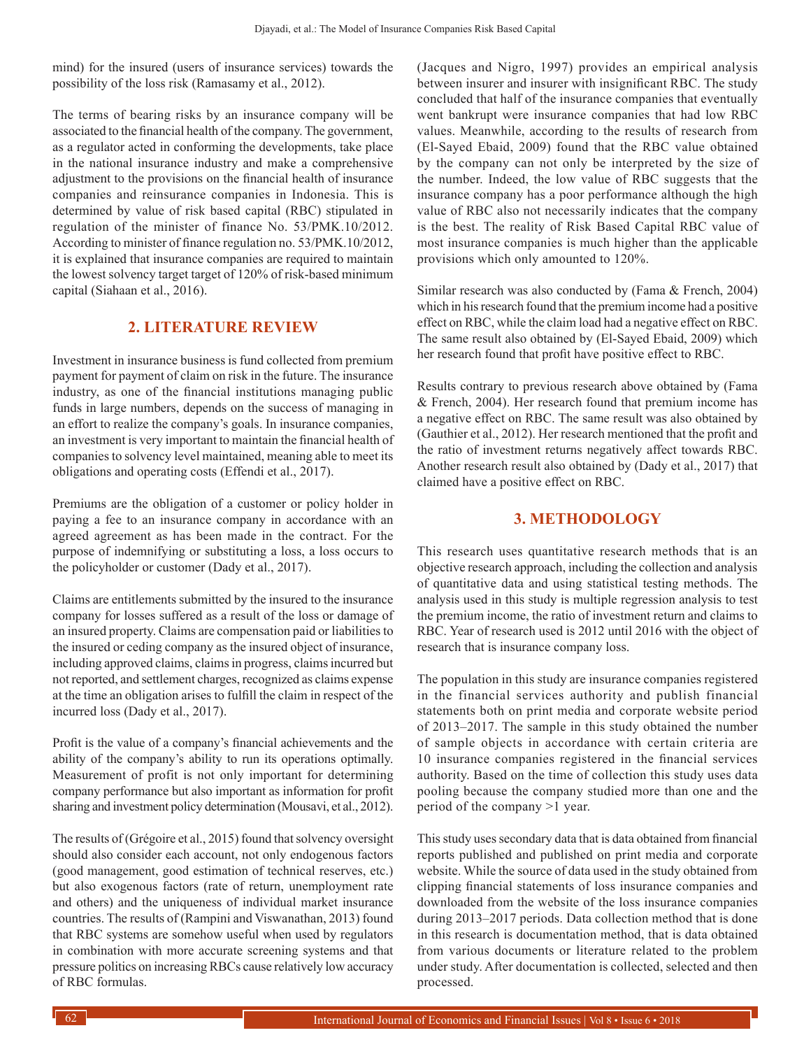mind) for the insured (users of insurance services) towards the possibility of the loss risk (Ramasamy et al., 2012).

The terms of bearing risks by an insurance company will be associated to the financial health of the company. The government, as a regulator acted in conforming the developments, take place in the national insurance industry and make a comprehensive adjustment to the provisions on the financial health of insurance companies and reinsurance companies in Indonesia. This is determined by value of risk based capital (RBC) stipulated in regulation of the minister of finance No. 53/PMK.10/2012. According to minister of finance regulation no. 53/PMK.10/2012, it is explained that insurance companies are required to maintain the lowest solvency target target of 120% of risk-based minimum capital (Siahaan et al., 2016).

## 2. LITERATURE REVIEW

Investment in insurance business is fund collected from premium payment for payment of claim on risk in the future. The insurance industry, as one of the financial institutions managing public funds in large numbers, depends on the success of managing in an effort to realize the company's goals. In insurance companies, an investment is very important to maintain the financial health of companies to solvency level maintained, meaning able to meet its obligations and operating costs (Effendi et al., 2017).

Premiums are the obligation of a customer or policy holder in paying a fee to an insurance company in accordance with an agreed agreement as has been made in the contract. For the purpose of indemnifying or substituting a loss, a loss occurs to the policyholder or customer (Dady et al., 2017).

Claims are entitlements submitted by the insured to the insurance company for losses suffered as a result of the loss or damage of an insured property. Claims are compensation paid or liabilities to the insured or ceding company as the insured object of insurance, including approved claims, claims in progress, claims incurred but not reported, and settlement charges, recognized as claims expense at the time an obligation arises to fulfill the claim in respect of the incurred loss (Dady et al., 2017).

Profit is the value of a company's financial achievements and the ability of the company's ability to run its operations optimally. Measurement of profit is not only important for determining company performance but also important as information for profit sharing and investment policy determination (Mousavi, et al., 2012).

The results of (Grégoire et al., 2015) found that solvency oversight should also consider each account, not only endogenous factors (good management, good estimation of technical reserves, etc.) but also exogenous factors (rate of return, unemployment rate and others) and the uniqueness of individual market insurance countries. The results of (Rampini and Viswanathan, 2013) found that RBC systems are somehow useful when used by regulators in combination with more accurate screening systems and that pressure politics on increasing RBCs cause relatively low accuracy of RBC formulas.

(Jacques and Nigro, 1997) provides an empirical analysis between insurer and insurer with insignificant RBC. The study concluded that half of the insurance companies that eventually went bankrupt were insurance companies that had low RBC values. Meanwhile, according to the results of research from (El-Sayed Ebaid, 2009) found that the RBC value obtained by the company can not only be interpreted by the size of the number. Indeed, the low value of RBC suggests that the insurance company has a poor performance although the high value of RBC also not necessarily indicates that the company is the best. The reality of Risk Based Capital RBC value of most insurance companies is much higher than the applicable provisions which only amounted to 120%.

Similar research was also conducted by (Fama & French, 2004) which in his research found that the premium income had a positive effect on RBC, while the claim load had a negative effect on RBC. The same result also obtained by (El-Sayed Ebaid, 2009) which her research found that profit have positive effect to RBC.

Results contrary to previous research above obtained by (Fama & French, 2004). Her research found that premium income has a negative effect on RBC. The same result was also obtained by (Gauthier et al., 2012). Her research mentioned that the profit and the ratio of investment returns negatively affect towards RBC. Another research result also obtained by (Dady et al., 2017) that claimed have a positive effect on RBC.

## 3. METHODOLOGY

This research uses quantitative research methods that is an objective research approach, including the collection and analysis of quantitative data and using statistical testing methods. The analysis used in this study is multiple regression analysis to test the premium income, the ratio of investment return and claims to RBC. Year of research used is 2012 until 2016 with the object of research that is insurance company loss.

The population in this study are insurance companies registered in the financial services authority and publish financial statements both on print media and corporate website period of 2013–2017. The sample in this study obtained the number of sample objects in accordance with certain criteria are 10 insurance companies registered in the financial services authority. Based on the time of collection this study uses data pooling because the company studied more than one and the period of the company >1 year.

This study uses secondary data that is data obtained from financial reports published and published on print media and corporate website. While the source of data used in the study obtained from clipping financial statements of loss insurance companies and downloaded from the website of the loss insurance companies during 2013–2017 periods. Data collection method that is done in this research is documentation method, that is data obtained from various documents or literature related to the problem under study. After documentation is collected, selected and then processed.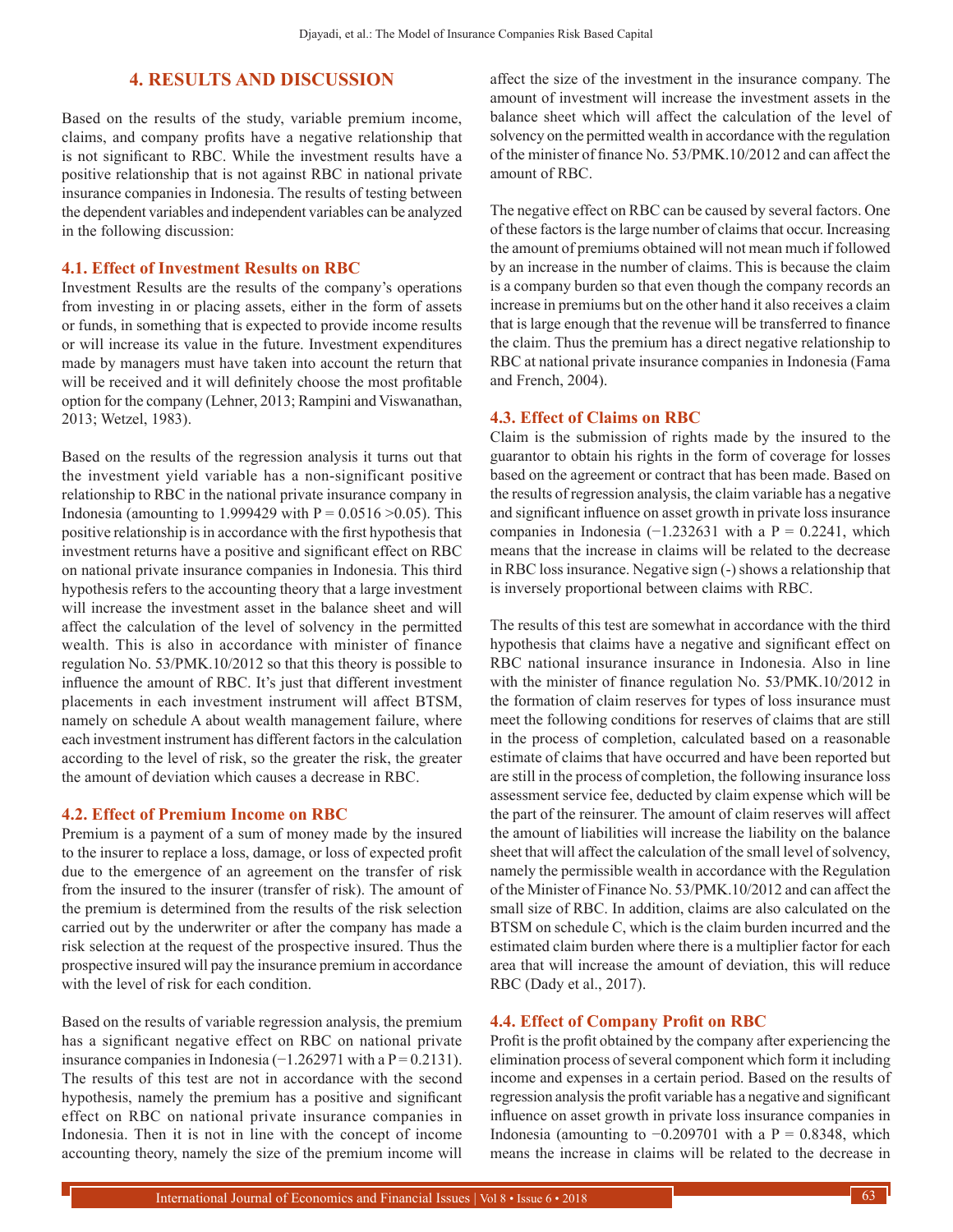## 4. RESULTS AND DISCUSSION

Based on the results of the study, variable premium income, claims, and company profits have a negative relationship that is not significant to RBC. While the investment results have a positive relationship that is not against RBC in national private insurance companies in Indonesia. The results of testing between the dependent variables and independent variables can be analyzed in the following discussion:

### 4.1. Effect of Investment Results on RBC

Investment Results are the results of the company's operations from investing in or placing assets, either in the form of assets or funds, in something that is expected to provide income results or will increase its value in the future. Investment expenditures made by managers must have taken into account the return that will be received and it will definitely choose the most profitable option for the company (Lehner, 2013; Rampini and Viswanathan, 2013; Wetzel, 1983).

Based on the results of the regression analysis it turns out that the investment yield variable has a non-significant positive relationship to RBC in the national private insurance company in Indonesia (amounting to 1.999429 with $P = 0.0516 > 0.05$). This positive relationship is in accordance with the first hypothesis that investment returns have a positive and significant effect on RBC on national private insurance companies in Indonesia. This third hypothesis refers to the accounting theory that a large investment will increase the investment asset in the balance sheet and will affect the calculation of the level of solvency in the permitted wealth. This is also in accordance with minister of finance regulation No. 53/PMK.10/2012 so that this theory is possible to influence the amount of RBC. It's just that different investment placements in each investment instrument will affect BTSM, namely on schedule A about wealth management failure, where each investment instrument has different factors in the calculation according to the level of risk, so the greater the risk, the greater the amount of deviation which causes a decrease in RBC.

### 4.2. Effect of Premium Income on RBC

Premium is a payment of a sum of money made by the insured to the insurer to replace a loss, damage, or loss of expected profit due to the emergence of an agreement on the transfer of risk from the insured to the insurer (transfer of risk). The amount of the premium is determined from the results of the risk selection carried out by the underwriter or after the company has made a risk selection at the request of the prospective insured. Thus the prospective insured will pay the insurance premium in accordance with the level of risk for each condition.

Based on the results of variable regression analysis, the premium has a significant negative effect on RBC on national private insurance companies in Indonesia (−1.262971 with a $P = 0.2131$). The results of this test are not in accordance with the second hypothesis, namely the premium has a positive and significant effect on RBC on national private insurance companies in Indonesia. Then it is not in line with the concept of income accounting theory, namely the size of the premium income will affect the size of the investment in the insurance company. The amount of investment will increase the investment assets in the balance sheet which will affect the calculation of the level of solvency on the permitted wealth in accordance with the regulation of the minister of finance No. 53/PMK.10/2012 and can affect the amount of RBC.

The negative effect on RBC can be caused by several factors. One of these factors is the large number of claims that occur. Increasing the amount of premiums obtained will not mean much if followed by an increase in the number of claims. This is because the claim is a company burden so that even though the company records an increase in premiums but on the other hand it also receives a claim that is large enough that the revenue will be transferred to finance the claim. Thus the premium has a direct negative relationship to RBC at national private insurance companies in Indonesia (Fama and French, 2004).

### 4.3. Effect of Claims on RBC

Claim is the submission of rights made by the insured to the guarantor to obtain his rights in the form of coverage for losses based on the agreement or contract that has been made. Based on the results of regression analysis, the claim variable has a negative and significant influence on asset growth in private loss insurance companies in Indonesia (−1.232631 with a $P = 0.2241$, which means that the increase in claims will be related to the decrease in RBC loss insurance. Negative sign (-) shows a relationship that is inversely proportional between claims with RBC.

The results of this test are somewhat in accordance with the third hypothesis that claims have a negative and significant effect on RBC national insurance insurance in Indonesia. Also in line with the minister of finance regulation No. 53/PMK.10/2012 in the formation of claim reserves for types of loss insurance must meet the following conditions for reserves of claims that are still in the process of completion, calculated based on a reasonable estimate of claims that have occurred and have been reported but are still in the process of completion, the following insurance loss assessment service fee, deducted by claim expense which will be the part of the reinsurer. The amount of claim reserves will affect the amount of liabilities will increase the liability on the balance sheet that will affect the calculation of the small level of solvency, namely the permissible wealth in accordance with the Regulation of the Minister of Finance No. 53/PMK.10/2012 and can affect the small size of RBC. In addition, claims are also calculated on the BTSM on schedule C, which is the claim burden incurred and the estimated claim burden where there is a multiplier factor for each area that will increase the amount of deviation, this will reduce RBC (Dady et al., 2017).

### 4.4. Effect of Company Profit on RBC

Profit is the profit obtained by the company after experiencing the elimination process of several component which form it including income and expenses in a certain period. Based on the results of regression analysis the profit variable has a negative and significant influence on asset growth in private loss insurance companies in Indonesia (amounting to −0.209701 with a $P = 0.8348$, which means the increase in claims will be related to the decrease in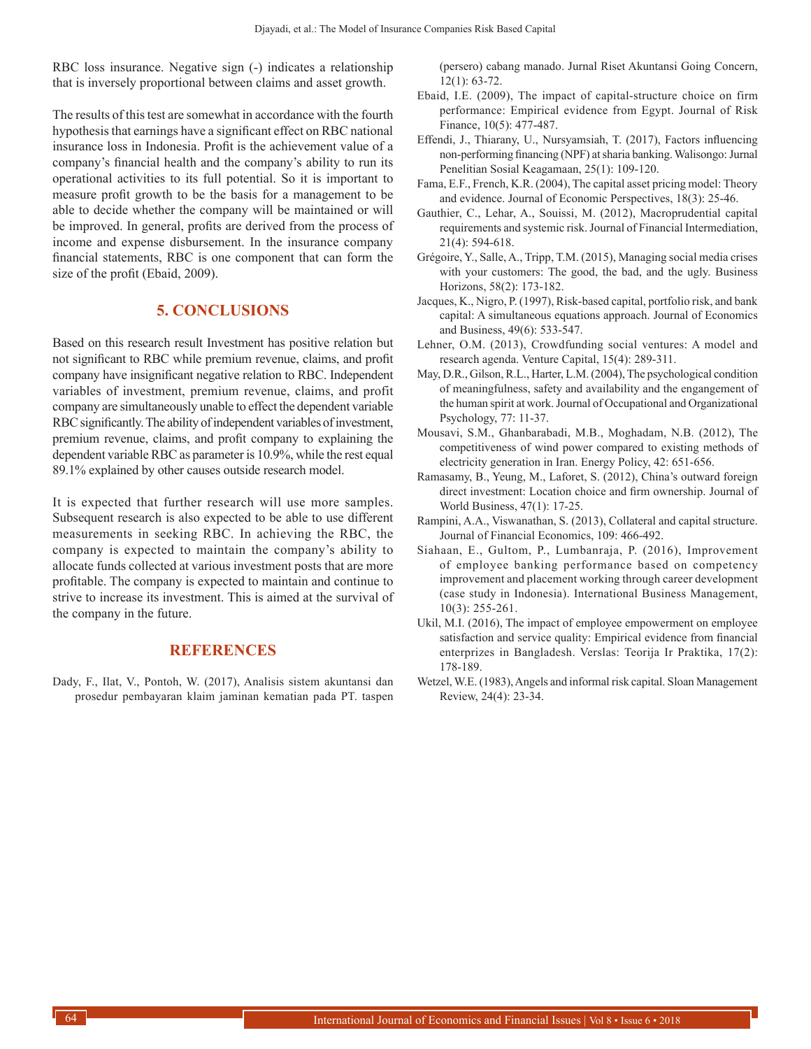RBC loss insurance. Negative sign (-) indicates a relationship that is inversely proportional between claims and asset growth.

The results of this test are somewhat in accordance with the fourth hypothesis that earnings have a significant effect on RBC national insurance loss in Indonesia. Profit is the achievement value of a company's financial health and the company's ability to run its operational activities to its full potential. So it is important to measure profit growth to be the basis for a management to be able to decide whether the company will be maintained or will be improved. In general, profits are derived from the process of income and expense disbursement. In the insurance company financial statements, RBC is one component that can form the size of the profit (Ebaid, 2009).

## 5. CONCLUSIONS

Based on this research result Investment has positive relation but not significant to RBC while premium revenue, claims, and profit company have insignificant negative relation to RBC. Independent variables of investment, premium revenue, claims, and profit company are simultaneously unable to effect the dependent variable RBC significantly. The ability of independent variables of investment, premium revenue, claims, and profit company to explaining the dependent variable RBC as parameter is 10.9%, while the rest equal 89.1% explained by other causes outside research model.

It is expected that further research will use more samples. Subsequent research is also expected to be able to use different measurements in seeking RBC. In achieving the RBC, the company is expected to maintain the company's ability to allocate funds collected at various investment posts that are more profitable. The company is expected to maintain and continue to strive to increase its investment. This is aimed at the survival of the company in the future.

## REFERENCES

Dady, F., Ilat, V., Pontoh, W. (2017), Analisis sistem akuntansi dan prosedur pembayaran klaim jaminan kematian pada PT. taspen (persero) cabang manado. Jurnal Riset Akuntansi Going Concern, 12(1): 63-72.

Ebaid, I.E. (2009), The impact of capital-structure choice on firm performance: Empirical evidence from Egypt. Journal of Risk Finance, 10(5): 477-487.

Effendi, J., Thiarany, U., Nursyamsiah, T. (2017), Factors influencing non-performing financing (NPF) at sharia banking. Walisongo: Jurnal Penelitian Sosial Keagamaan, 25(1): 109-120.

Fama, E.F., French, K.R. (2004), The capital asset pricing model: Theory and evidence. Journal of Economic Perspectives, 18(3): 25-46.

Gauthier, C., Lehar, A., Souissi, M. (2012), Macroprudential capital requirements and systemic risk. Journal of Financial Intermediation, 21(4): 594-618.

Grégoire, Y., Salle, A., Tripp, T.M. (2015), Managing social media crises with your customers: The good, the bad, and the ugly. Business Horizons, 58(2): 173-182.

Jacques, K., Nigro, P. (1997), Risk-based capital, portfolio risk, and bank capital: A simultaneous equations approach. Journal of Economics and Business, 49(6): 533-547.

Lehner, O.M. (2013), Crowdfunding social ventures: A model and research agenda. Venture Capital, 15(4): 289-311.

May, D.R., Gilson, R.L., Harter, L.M. (2004), The psychological condition of meaningfulness, safety and availability and the engangement of the human spirit at work. Journal of Occupational and Organizational Psychology, 77: 11-37.

Mousavi, S.M., Ghanbarabadi, M.B., Moghadam, N.B. (2012), The competitiveness of wind power compared to existing methods of electricity generation in Iran. Energy Policy, 42: 651-656.

Ramasamy, B., Yeung, M., Laforet, S. (2012), China's outward foreign direct investment: Location choice and firm ownership. Journal of World Business, 47(1): 17-25.

Rampini, A.A., Viswanathan, S. (2013), Collateral and capital structure. Journal of Financial Economics, 109: 466-492.

Siahaan, E., Gultom, P., Lumbanraja, P. (2016), Improvement of employee banking performance based on competency improvement and placement working through career development (case study in Indonesia). International Business Management, 10(3): 255-261.

Ukil, M.I. (2016), The impact of employee empowerment on employee satisfaction and service quality: Empirical evidence from financial enterprizes in Bangladesh. Verslas: Teorija Ir Praktika, 17(2): 178-189.

Wetzel, W.E. (1983), Angels and informal risk capital. Sloan Management Review, 24(4): 23-34.